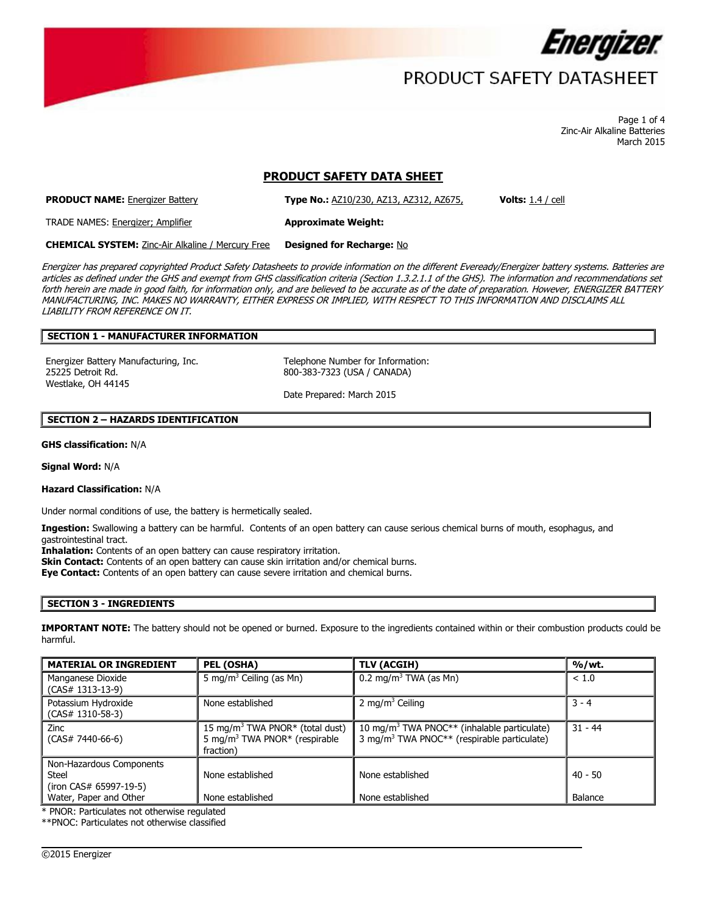# PRODUCT SAFETY DATASHEET

Zinc-Air Alkaline Batteries
March 2015

## PRODUCT SAFETY DATA SHEET

**PRODUCT NAME:** Energizer Battery **Type No.:** AZ10/230, AZ13, AZ312, AZ675, **Volts:** 1.4 / cell

TRADE NAMES: Energizer; Amplifier **Approximate Weight:**

**CHEMICAL SYSTEM:** Zinc-Air Alkaline / Mercury Free **Designed for Recharge:** No

*Energizer has prepared copyrighted Product Safety Datasheets to provide information on the different Eveready/Energizer battery systems. Batteries are articles as defined under the GHS and exempt from GHS classification criteria (Section 1.3.2.1.1 of the GHS). The information and recommendations set forth herein are made in good faith, for information only, and are believed to be accurate as of the date of preparation. However, ENERGIZER BATTERY MANUFACTURING, INC. MAKES NO WARRANTY, EITHER EXPRESS OR IMPLIED, WITH RESPECT TO THIS INFORMATION AND DISCLAIMS ALL LIABILITY FROM REFERENCE ON IT.*

### SECTION 1 - MANUFACTURER INFORMATION

Energizer Battery Manufacturing, Inc.
25225 Detroit Rd.
Westlake, OH 44145

Telephone Number for Information:
800-383-7323 (USA / CANADA)

Date Prepared: March 2015

### SECTION 2 – HAZARDS IDENTIFICATION

**GHS classification:** N/A

**Signal Word:** N/A

**Hazard Classification:** N/A

Under normal conditions of use, the battery is hermetically sealed.

**Ingestion:** Swallowing a battery can be harmful. Contents of an open battery can cause serious chemical burns of mouth, esophagus, and gastrointestinal tract.
**Inhalation:** Contents of an open battery can cause respiratory irritation.
**Skin Contact:** Contents of an open battery can cause skin irritation and/or chemical burns.
**Eye Contact:** Contents of an open battery can cause severe irritation and chemical burns.

### SECTION 3 - INGREDIENTS

**IMPORTANT NOTE:** The battery should not be opened or burned. Exposure to the ingredients contained within or their combustion products could be harmful.

| MATERIAL OR INGREDIENT | PEL (OSHA) | TLV (ACGIH) | %/wt. |
|---|---|---|---|
| Manganese Dioxide (CAS# 1313-13-9) | 5 mg/m$^3$ Ceiling (as Mn) | 0.2 mg/m$^3$ TWA (as Mn) | < 1.0 |
| Potassium Hydroxide (CAS# 1310-58-3) | None established | 2 mg/m$^3$ Ceiling | 3 - 4 |
| Zinc (CAS# 7440-66-6) | 15 mg/m$^3$ TWA PNOR* (total dust) 5 mg/m$^3$ TWA PNOR* (respirable fraction) | 10 mg/m$^3$ TWA PNOC** (inhalable particulate) 3 mg/m$^3$ TWA PNOC** (respirable particulate) | 31 - 44 |
| Non-Hazardous Components Steel (iron CAS# 65997-19-5) | None established | None established | 40 - 50 |
| Water, Paper and Other | None established | None established | Balance |

\* PNOR: Particulates not otherwise regulated
**PNOC: Particulates not otherwise classified

©2015 Energizer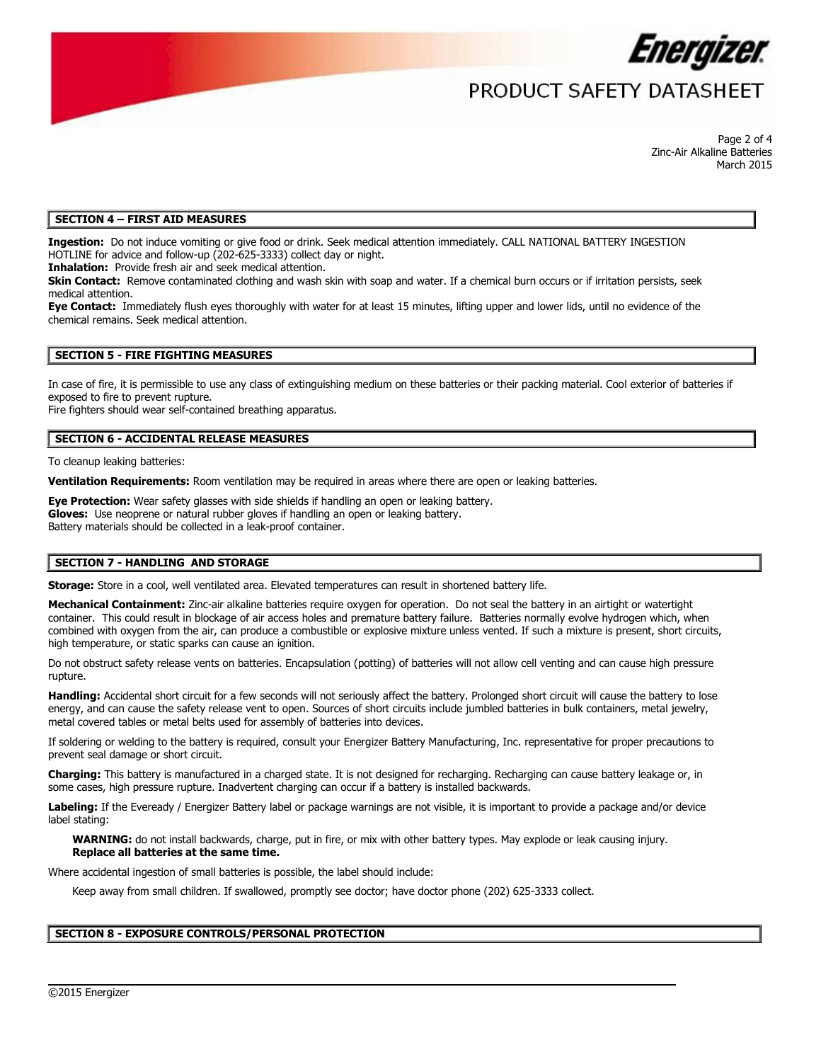## SECTION 4 – FIRST AID MEASURES

**Ingestion:** Do not induce vomiting or give food or drink. Seek medical attention immediately. CALL NATIONAL BATTERY INGESTION HOTLINE for advice and follow-up (202-625-3333) collect day or night.
**Inhalation:** Provide fresh air and seek medical attention.
**Skin Contact:** Remove contaminated clothing and wash skin with soap and water. If a chemical burn occurs or if irritation persists, seek medical attention.
**Eye Contact:** Immediately flush eyes thoroughly with water for at least 15 minutes, lifting upper and lower lids, until no evidence of the chemical remains. Seek medical attention.

## SECTION 5 - FIRE FIGHTING MEASURES

In case of fire, it is permissible to use any class of extinguishing medium on these batteries or their packing material. Cool exterior of batteries if exposed to fire to prevent rupture.
Fire fighters should wear self-contained breathing apparatus.

## SECTION 6 - ACCIDENTAL RELEASE MEASURES

To cleanup leaking batteries:

**Ventilation Requirements:** Room ventilation may be required in areas where there are open or leaking batteries.

**Eye Protection:** Wear safety glasses with side shields if handling an open or leaking battery.
**Gloves:** Use neoprene or natural rubber gloves if handling an open or leaking battery.
Battery materials should be collected in a leak-proof container.

## SECTION 7 - HANDLING AND STORAGE

**Storage:** Store in a cool, well ventilated area. Elevated temperatures can result in shortened battery life.

**Mechanical Containment:** Zinc-air alkaline batteries require oxygen for operation. Do not seal the battery in an airtight or watertight container. This could result in blockage of air access holes and premature battery failure. Batteries normally evolve hydrogen which, when combined with oxygen from the air, can produce a combustible or explosive mixture unless vented. If such a mixture is present, short circuits, high temperature, or static sparks can cause an ignition.

Do not obstruct safety release vents on batteries. Encapsulation (potting) of batteries will not allow cell venting and can cause high pressure rupture.

**Handling:** Accidental short circuit for a few seconds will not seriously affect the battery. Prolonged short circuit will cause the battery to lose energy, and can cause the safety release vent to open. Sources of short circuits include jumbled batteries in bulk containers, metal jewelry, metal covered tables or metal belts used for assembly of batteries into devices.

If soldering or welding to the battery is required, consult your Energizer Battery Manufacturing, Inc. representative for proper precautions to prevent seal damage or short circuit.

**Charging:** This battery is manufactured in a charged state. It is not designed for recharging. Recharging can cause battery leakage or, in some cases, high pressure rupture. Inadvertent charging can occur if a battery is installed backwards.

**Labeling:** If the Eveready / Energizer Battery label or package warnings are not visible, it is important to provide a package and/or device label stating:

> **WARNING:** do not install backwards, charge, put in fire, or mix with other battery types. May explode or leak causing injury.
> **Replace all batteries at the same time.**

Where accidental ingestion of small batteries is possible, the label should include:

> Keep away from small children. If swallowed, promptly see doctor; have doctor phone (202) 625-3333 collect.

## SECTION 8 - EXPOSURE CONTROLS/PERSONAL PROTECTION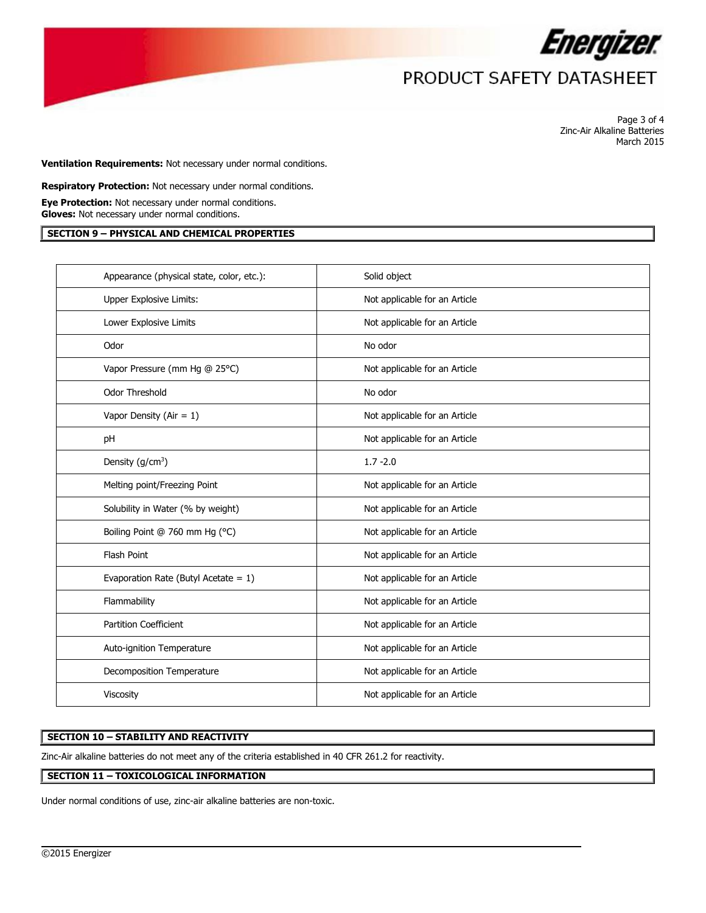**Ventilation Requirements:** Not necessary under normal conditions.

**Respiratory Protection:** Not necessary under normal conditions.

**Eye Protection:** Not necessary under normal conditions.
**Gloves:** Not necessary under normal conditions.

## SECTION 9 – PHYSICAL AND CHEMICAL PROPERTIES

| Property | Value |
|---|---|
| Appearance (physical state, color, etc.): | Solid object |
| Upper Explosive Limits: | Not applicable for an Article |
| Lower Explosive Limits | Not applicable for an Article |
| Odor | No odor |
| Vapor Pressure (mm Hg @ 25°C) | Not applicable for an Article |
| Odor Threshold | No odor |
| Vapor Density (Air = 1) | Not applicable for an Article |
| pH | Not applicable for an Article |
| Density ($g/cm^3$) | 1.7 -2.0 |
| Melting point/Freezing Point | Not applicable for an Article |
| Solubility in Water (% by weight) | Not applicable for an Article |
| Boiling Point @ 760 mm Hg (°C) | Not applicable for an Article |
| Flash Point | Not applicable for an Article |
| Evaporation Rate (Butyl Acetate = 1) | Not applicable for an Article |
| Flammability | Not applicable for an Article |
| Partition Coefficient | Not applicable for an Article |
| Auto-ignition Temperature | Not applicable for an Article |
| Decomposition Temperature | Not applicable for an Article |
| Viscosity | Not applicable for an Article |

## SECTION 10 – STABILITY AND REACTIVITY

Zinc-Air alkaline batteries do not meet any of the criteria established in 40 CFR 261.2 for reactivity.

## SECTION 11 – TOXICOLOGICAL INFORMATION

Under normal conditions of use, zinc-air alkaline batteries are non-toxic.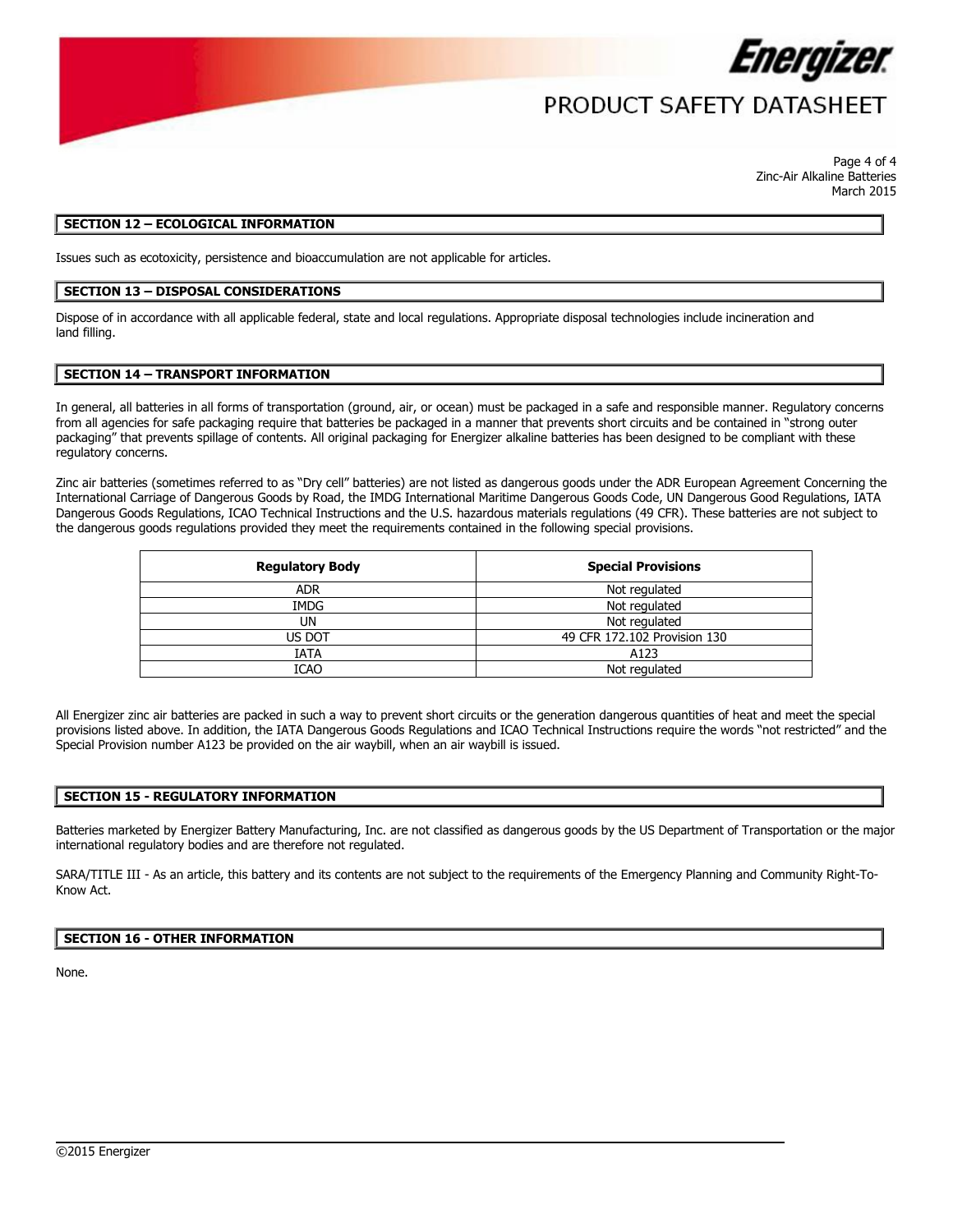## SECTION 12 – ECOLOGICAL INFORMATION

Issues such as ecotoxicity, persistence and bioaccumulation are not applicable for articles.

## SECTION 13 – DISPOSAL CONSIDERATIONS

Dispose of in accordance with all applicable federal, state and local regulations. Appropriate disposal technologies include incineration and land filling.

## SECTION 14 – TRANSPORT INFORMATION

In general, all batteries in all forms of transportation (ground, air, or ocean) must be packaged in a safe and responsible manner. Regulatory concerns from all agencies for safe packaging require that batteries be packaged in a manner that prevents short circuits and be contained in "strong outer packaging" that prevents spillage of contents. All original packaging for Energizer alkaline batteries has been designed to be compliant with these regulatory concerns.

Zinc air batteries (sometimes referred to as "Dry cell" batteries) are not listed as dangerous goods under the ADR European Agreement Concerning the International Carriage of Dangerous Goods by Road, the IMDG International Maritime Dangerous Goods Code, UN Dangerous Good Regulations, IATA Dangerous Goods Regulations, ICAO Technical Instructions and the U.S. hazardous materials regulations (49 CFR). These batteries are not subject to the dangerous goods regulations provided they meet the requirements contained in the following special provisions.

| Regulatory Body | Special Provisions |
|---|---|
| ADR | Not regulated |
| IMDG | Not regulated |
| UN | Not regulated |
| US DOT | 49 CFR 172.102 Provision 130 |
| IATA | A123 |
| ICAO | Not regulated |

All Energizer zinc air batteries are packed in such a way to prevent short circuits or the generation dangerous quantities of heat and meet the special provisions listed above. In addition, the IATA Dangerous Goods Regulations and ICAO Technical Instructions require the words "not restricted" and the Special Provision number A123 be provided on the air waybill, when an air waybill is issued.

## SECTION 15 - REGULATORY INFORMATION

Batteries marketed by Energizer Battery Manufacturing, Inc. are not classified as dangerous goods by the US Department of Transportation or the major international regulatory bodies and are therefore not regulated.

SARA/TITLE III - As an article, this battery and its contents are not subject to the requirements of the Emergency Planning and Community Right-To-Know Act.

## SECTION 16 - OTHER INFORMATION

None.

©2015 Energizer